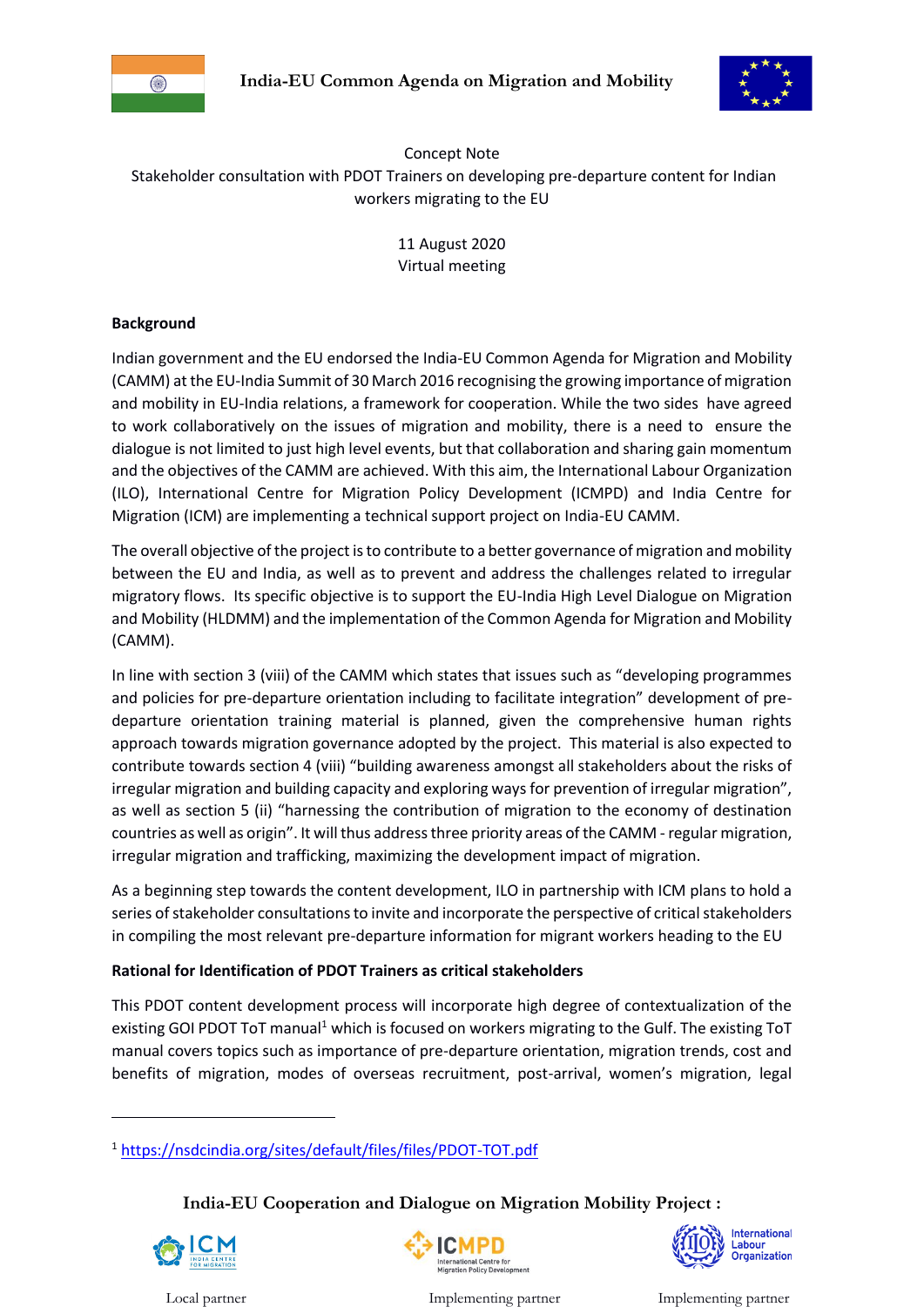India-EU Common Agenda on Migration and Mobility

Concept Note
Stakeholder consultation with PDOT Trainers on developing pre-departure content for Indian workers migrating to the EU

11 August 2020
Virtual meeting

**Background**

Indian government and the EU endorsed the India-EU Common Agenda for Migration and Mobility (CAMM) at the EU-India Summit of 30 March 2016 recognising the growing importance of migration and mobility in EU-India relations, a framework for cooperation. While the two sides have agreed to work collaboratively on the issues of migration and mobility, there is a need to ensure the dialogue is not limited to just high level events, but that collaboration and sharing gain momentum and the objectives of the CAMM are achieved. With this aim, the International Labour Organization (ILO), International Centre for Migration Policy Development (ICMPD) and India Centre for Migration (ICM) are implementing a technical support project on India-EU CAMM.

The overall objective of the project is to contribute to a better governance of migration and mobility between the EU and India, as well as to prevent and address the challenges related to irregular migratory flows. Its specific objective is to support the EU-India High Level Dialogue on Migration and Mobility (HLDMM) and the implementation of the Common Agenda for Migration and Mobility (CAMM).

In line with section 3 (viii) of the CAMM which states that issues such as "developing programmes and policies for pre-departure orientation including to facilitate integration" development of pre-departure orientation training material is planned, given the comprehensive human rights approach towards migration governance adopted by the project. This material is also expected to contribute towards section 4 (viii) "building awareness amongst all stakeholders about the risks of irregular migration and building capacity and exploring ways for prevention of irregular migration", as well as section 5 (ii) "harnessing the contribution of migration to the economy of destination countries as well as origin". It will thus address three priority areas of the CAMM - regular migration, irregular migration and trafficking, maximizing the development impact of migration.

As a beginning step towards the content development, ILO in partnership with ICM plans to hold a series of stakeholder consultations to invite and incorporate the perspective of critical stakeholders in compiling the most relevant pre-departure information for migrant workers heading to the EU

**Rational for Identification of PDOT Trainers as critical stakeholders**

This PDOT content development process will incorporate high degree of contextualization of the existing GOI PDOT ToT manual[1] which is focused on workers migrating to the Gulf. The existing ToT manual covers topics such as importance of pre-departure orientation, migration trends, cost and benefits of migration, modes of overseas recruitment, post-arrival, women's migration, legal

[1] https://nsdcindia.org/sites/default/files/files/PDOT-TOT.pdf

India-EU Cooperation and Dialogue on Migration Mobility Project :

Local partner — ICM India Centre for Migration | Implementing partner — ICMPD International Centre for Migration Policy Development | Implementing partner — International Labour Organization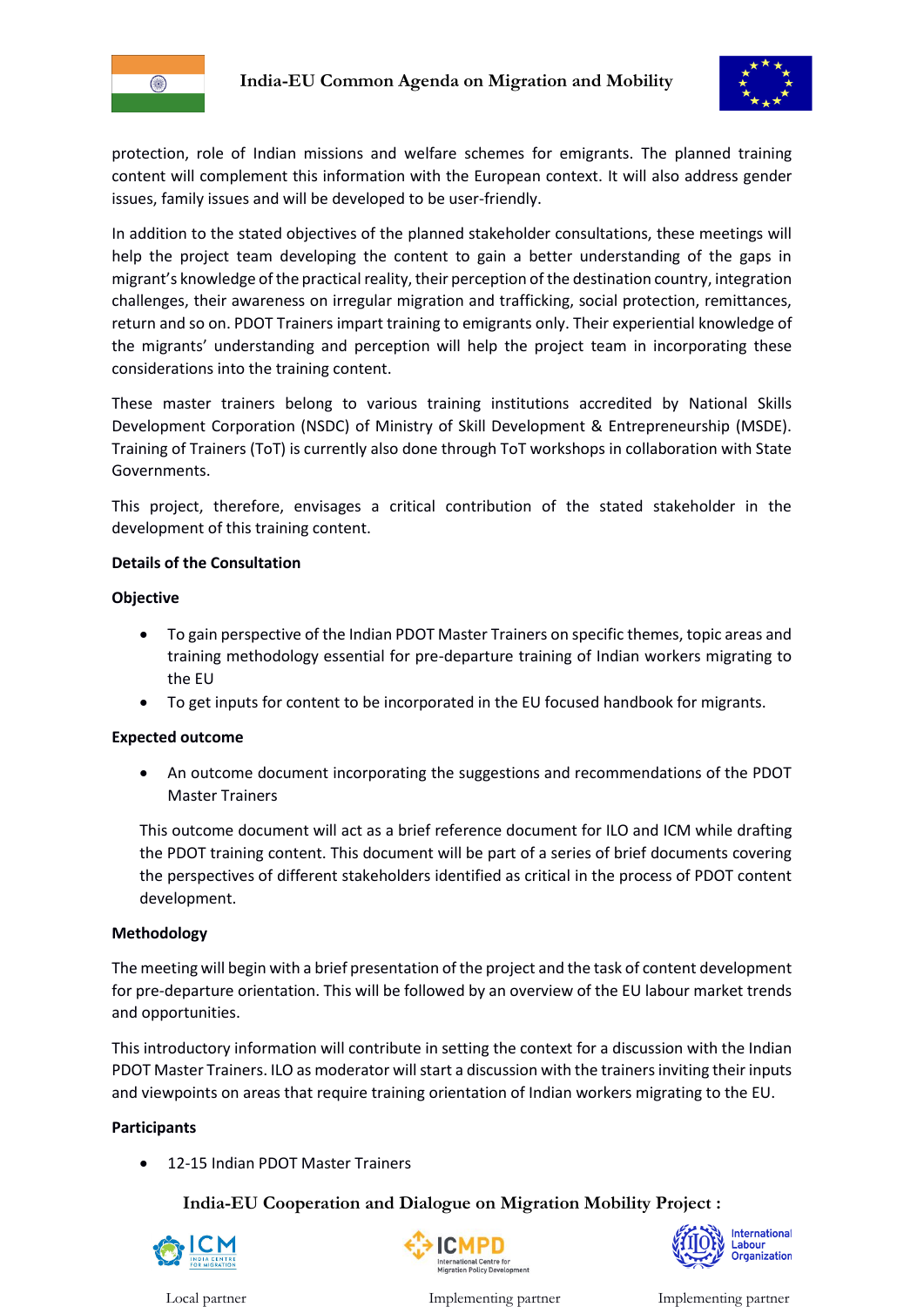protection, role of Indian missions and welfare schemes for emigrants. The planned training content will complement this information with the European context. It will also address gender issues, family issues and will be developed to be user-friendly.

In addition to the stated objectives of the planned stakeholder consultations, these meetings will help the project team developing the content to gain a better understanding of the gaps in migrant's knowledge of the practical reality, their perception of the destination country, integration challenges, their awareness on irregular migration and trafficking, social protection, remittances, return and so on. PDOT Trainers impart training to emigrants only. Their experiential knowledge of the migrants' understanding and perception will help the project team in incorporating these considerations into the training content.

These master trainers belong to various training institutions accredited by National Skills Development Corporation (NSDC) of Ministry of Skill Development & Entrepreneurship (MSDE). Training of Trainers (ToT) is currently also done through ToT workshops in collaboration with State Governments.

This project, therefore, envisages a critical contribution of the stated stakeholder in the development of this training content.

**Details of the Consultation**

**Objective**

- To gain perspective of the Indian PDOT Master Trainers on specific themes, topic areas and training methodology essential for pre-departure training of Indian workers migrating to the EU
- To get inputs for content to be incorporated in the EU focused handbook for migrants.

**Expected outcome**

- An outcome document incorporating the suggestions and recommendations of the PDOT Master Trainers

This outcome document will act as a brief reference document for ILO and ICM while drafting the PDOT training content. This document will be part of a series of brief documents covering the perspectives of different stakeholders identified as critical in the process of PDOT content development.

**Methodology**

The meeting will begin with a brief presentation of the project and the task of content development for pre-departure orientation. This will be followed by an overview of the EU labour market trends and opportunities.

This introductory information will contribute in setting the context for a discussion with the Indian PDOT Master Trainers. ILO as moderator will start a discussion with the trainers inviting their inputs and viewpoints on areas that require training orientation of Indian workers migrating to the EU.

**Participants**

- 12-15 Indian PDOT Master Trainers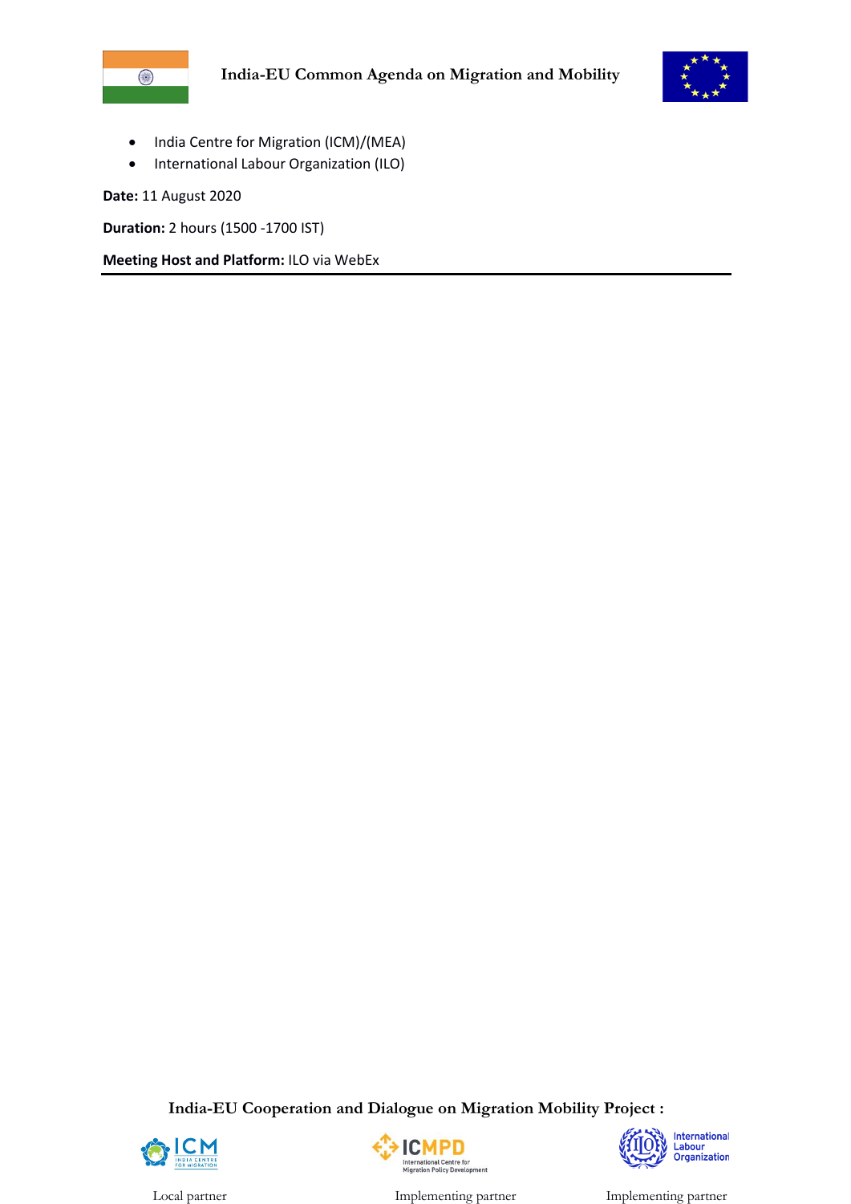- India Centre for Migration (ICM)/(MEA)
- International Labour Organization (ILO)

**Date:** 11 August 2020

**Duration:** 2 hours (1500 -1700 IST)

**Meeting Host and Platform:** ILO via WebEx

---